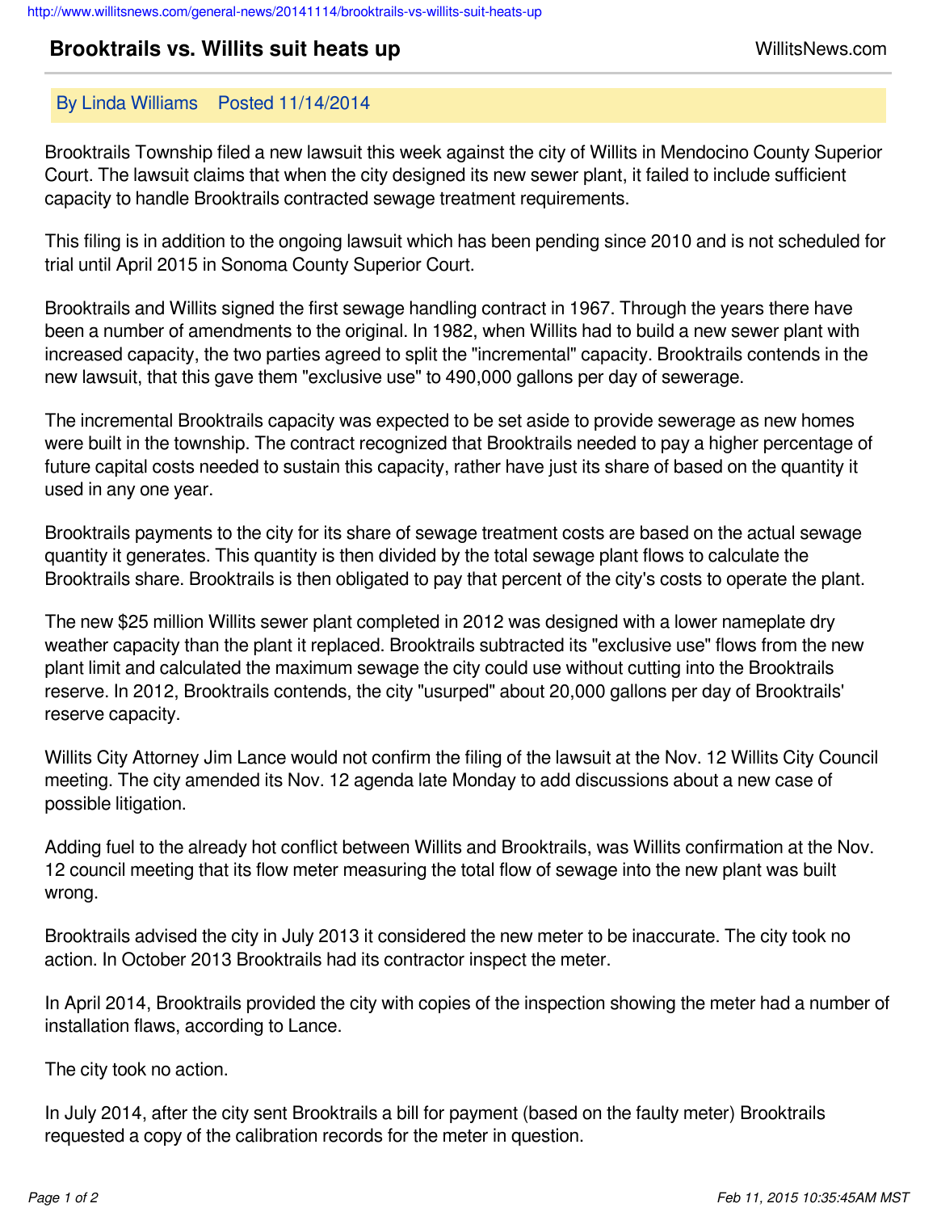# Brooktrails vs. Willits suit heats up

By Linda Williams Posted 11/14/2014

Brooktrails Township filed a new lawsuit this week against the city of Willits in Mendocino County Superior Court. The lawsuit claims that when the city designed its new sewer plant, it failed to include sufficient capacity to handle Brooktrails contracted sewage treatment requirements.

This filing is in addition to the ongoing lawsuit which has been pending since 2010 and is not scheduled for trial until April 2015 in Sonoma County Superior Court.

Brooktrails and Willits signed the first sewage handling contract in 1967. Through the years there have been a number of amendments to the original. In 1982, when Willits had to build a new sewer plant with increased capacity, the two parties agreed to split the "incremental" capacity. Brooktrails contends in the new lawsuit, that this gave them "exclusive use" to 490,000 gallons per day of sewerage.

The incremental Brooktrails capacity was expected to be set aside to provide sewerage as new homes were built in the township. The contract recognized that Brooktrails needed to pay a higher percentage of future capital costs needed to sustain this capacity, rather have just its share of based on the quantity it used in any one year.

Brooktrails payments to the city for its share of sewage treatment costs are based on the actual sewage quantity it generates. This quantity is then divided by the total sewage plant flows to calculate the Brooktrails share. Brooktrails is then obligated to pay that percent of the city's costs to operate the plant.

The new $25 million Willits sewer plant completed in 2012 was designed with a lower nameplate dry weather capacity than the plant it replaced. Brooktrails subtracted its "exclusive use" flows from the new plant limit and calculated the maximum sewage the city could use without cutting into the Brooktrails reserve. In 2012, Brooktrails contends, the city "usurped" about 20,000 gallons per day of Brooktrails' reserve capacity.

Willits City Attorney Jim Lance would not confirm the filing of the lawsuit at the Nov. 12 Willits City Council meeting. The city amended its Nov. 12 agenda late Monday to add discussions about a new case of possible litigation.

Adding fuel to the already hot conflict between Willits and Brooktrails, was Willits confirmation at the Nov. 12 council meeting that its flow meter measuring the total flow of sewage into the new plant was built wrong.

Brooktrails advised the city in July 2013 it considered the new meter to be inaccurate. The city took no action. In October 2013 Brooktrails had its contractor inspect the meter.

In April 2014, Brooktrails provided the city with copies of the inspection showing the meter had a number of installation flaws, according to Lance.

The city took no action.

In July 2014, after the city sent Brooktrails a bill for payment (based on the faulty meter) Brooktrails requested a copy of the calibration records for the meter in question.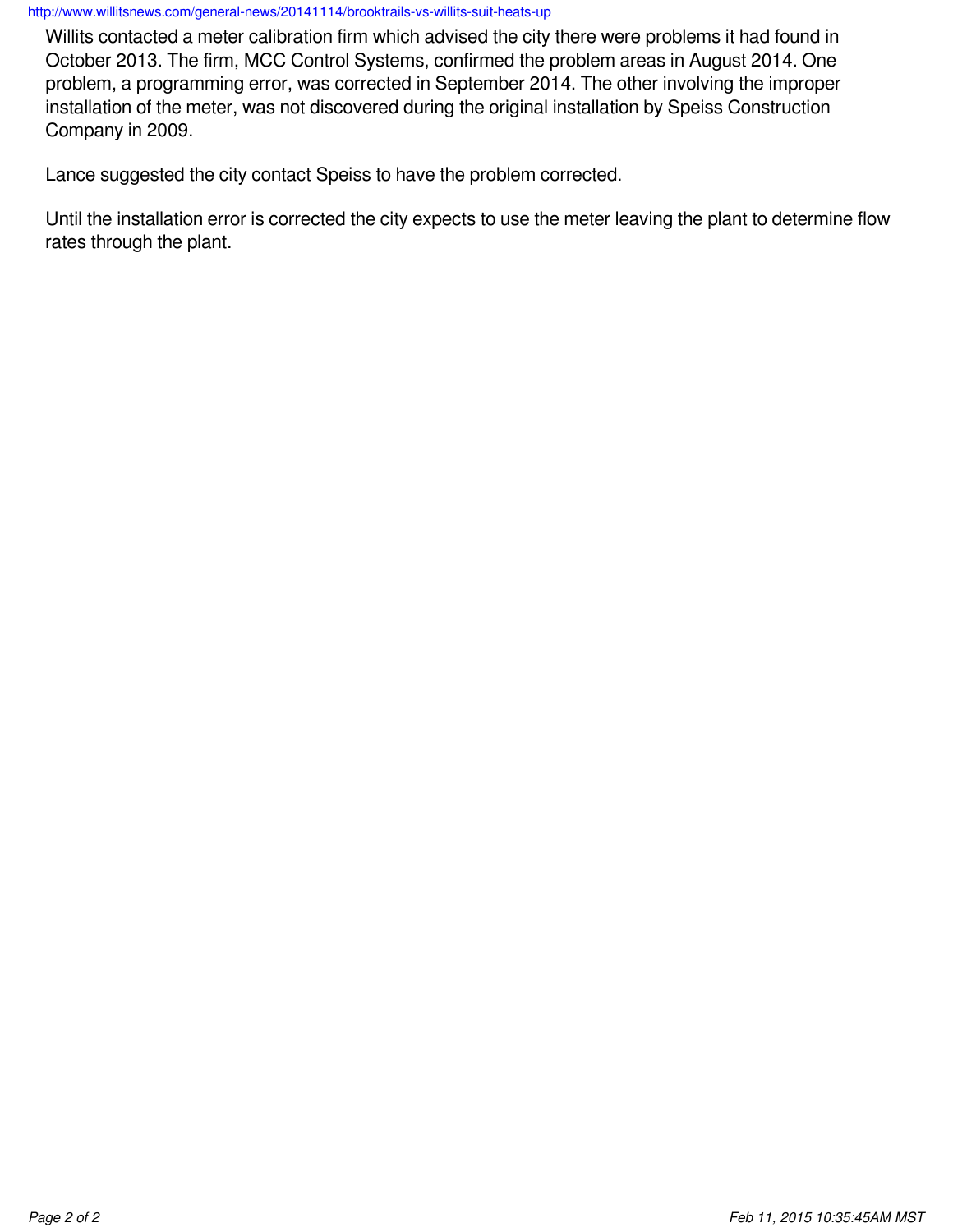Willits contacted a meter calibration firm which advised the city there were problems it had found in October 2013. The firm, MCC Control Systems, confirmed the problem areas in August 2014. One problem, a programming error, was corrected in September 2014. The other involving the improper installation of the meter, was not discovered during the original installation by Speiss Construction Company in 2009.

Lance suggested the city contact Speiss to have the problem corrected.

Until the installation error is corrected the city expects to use the meter leaving the plant to determine flow rates through the plant.